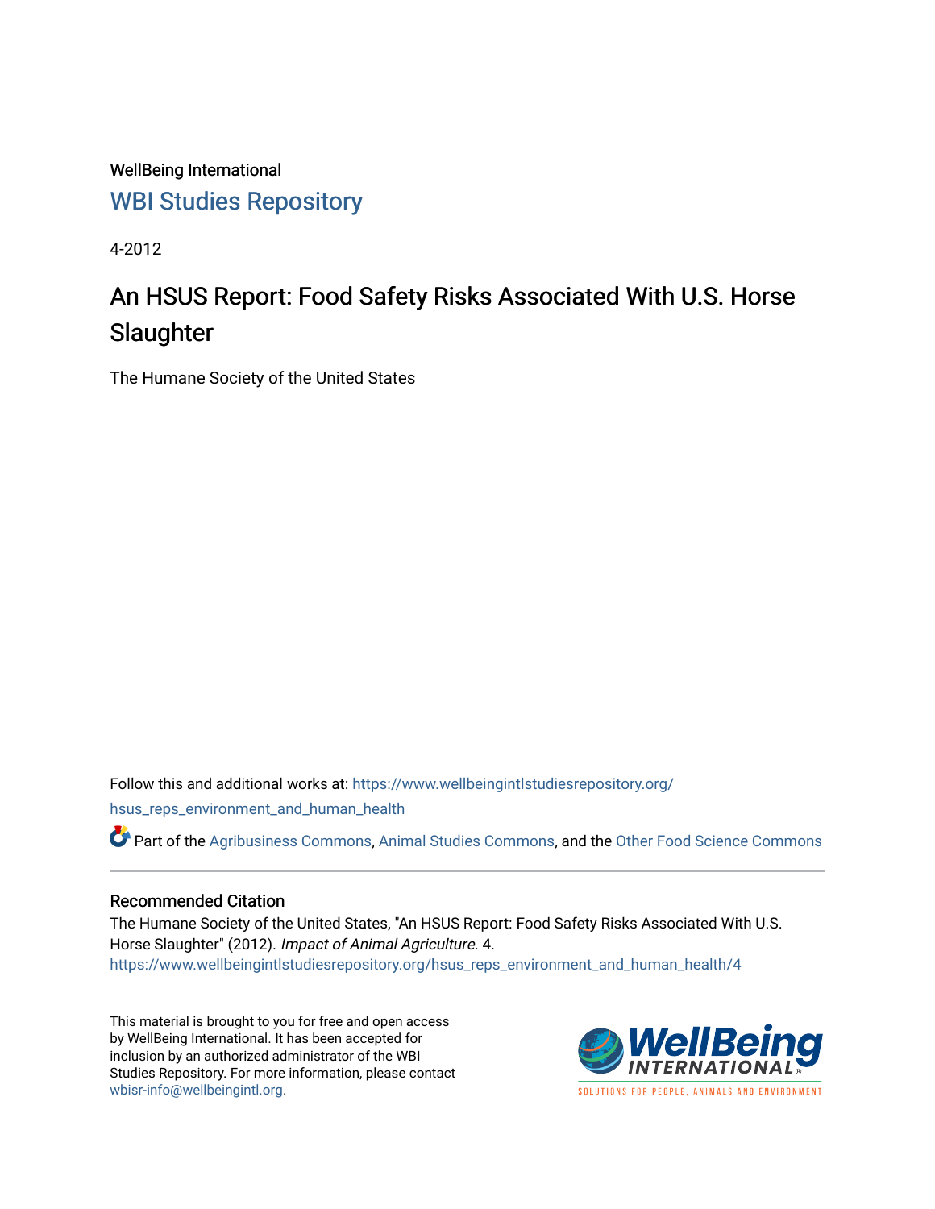WellBeing International

WBI Studies Repository

4-2012

# An HSUS Report: Food Safety Risks Associated With U.S. Horse Slaughter

The Humane Society of the United States

Follow this and additional works at: https://www.wellbeingintlstudiesrepository.org/hsus_reps_environment_and_human_health

Part of the Agribusiness Commons, Animal Studies Commons, and the Other Food Science Commons

## Recommended Citation

The Humane Society of the United States, "An HSUS Report: Food Safety Risks Associated With U.S. Horse Slaughter" (2012). *Impact of Animal Agriculture*. 4.
https://www.wellbeingintlstudiesrepository.org/hsus_reps_environment_and_human_health/4

This material is brought to you for free and open access by WellBeing International. It has been accepted for inclusion by an authorized administrator of the WBI Studies Repository. For more information, please contact wbisr-info@wellbeingintl.org.

WellBeing INTERNATIONAL

SOLUTIONS FOR PEOPLE, ANIMALS AND ENVIRONMENT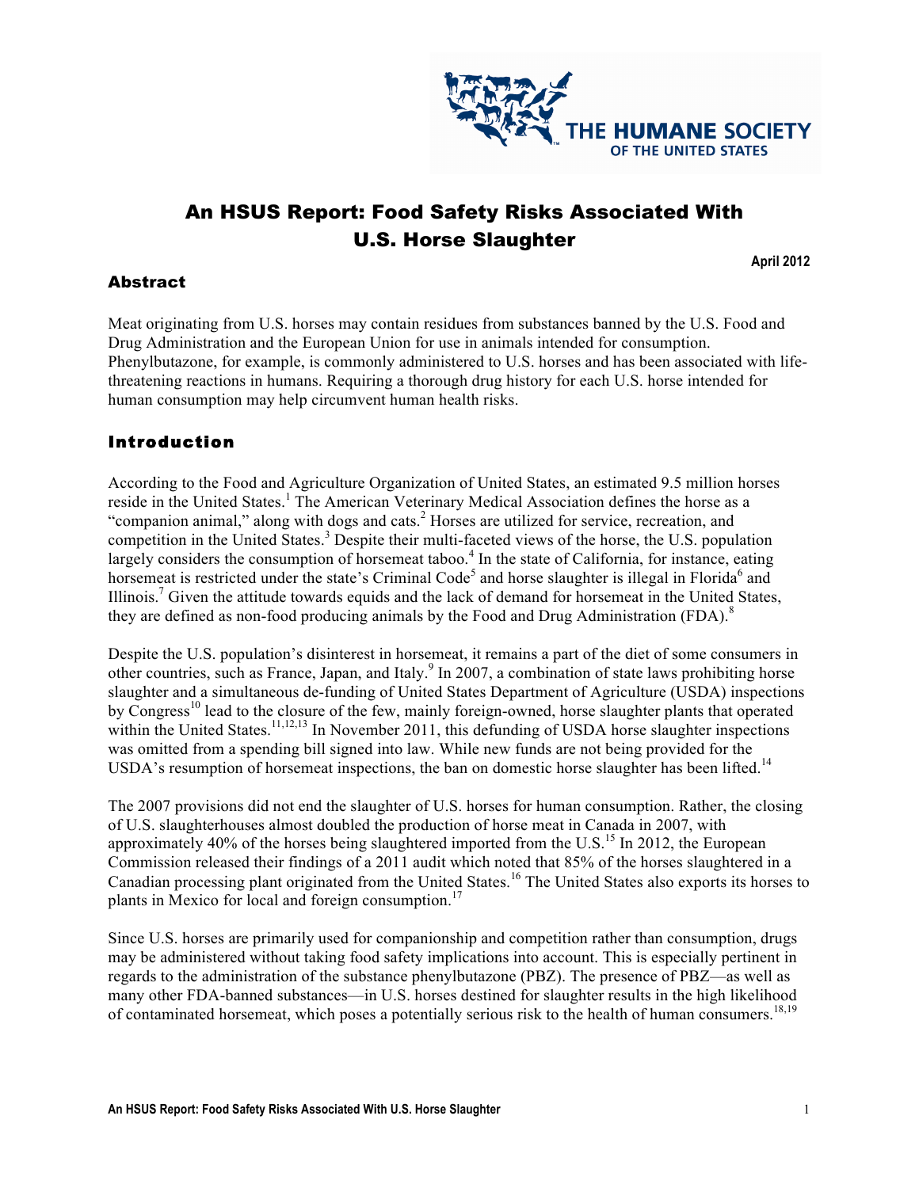# An HSUS Report: Food Safety Risks Associated With U.S. Horse Slaughter

**April 2012**

## Abstract

Meat originating from U.S. horses may contain residues from substances banned by the U.S. Food and Drug Administration and the European Union for use in animals intended for consumption. Phenylbutazone, for example, is commonly administered to U.S. horses and has been associated with life-threatening reactions in humans. Requiring a thorough drug history for each U.S. horse intended for human consumption may help circumvent human health risks.

## Introduction

According to the Food and Agriculture Organization of United States, an estimated 9.5 million horses reside in the United States.[1] The American Veterinary Medical Association defines the horse as a "companion animal," along with dogs and cats.[2] Horses are utilized for service, recreation, and competition in the United States.[3] Despite their multi-faceted views of the horse, the U.S. population largely considers the consumption of horsemeat taboo.[4] In the state of California, for instance, eating horsemeat is restricted under the state's Criminal Code[5] and horse slaughter is illegal in Florida[6] and Illinois.[7] Given the attitude towards equids and the lack of demand for horsemeat in the United States, they are defined as non-food producing animals by the Food and Drug Administration (FDA).[8]

Despite the U.S. population's disinterest in horsemeat, it remains a part of the diet of some consumers in other countries, such as France, Japan, and Italy.[9] In 2007, a combination of state laws prohibiting horse slaughter and a simultaneous de-funding of United States Department of Agriculture (USDA) inspections by Congress[10] lead to the closure of the few, mainly foreign-owned, horse slaughter plants that operated within the United States.[11,12,13] In November 2011, this defunding of USDA horse slaughter inspections was omitted from a spending bill signed into law. While new funds are not being provided for the USDA's resumption of horsemeat inspections, the ban on domestic horse slaughter has been lifted.[14]

The 2007 provisions did not end the slaughter of U.S. horses for human consumption. Rather, the closing of U.S. slaughterhouses almost doubled the production of horse meat in Canada in 2007, with approximately 40% of the horses being slaughtered imported from the U.S.[15] In 2012, the European Commission released their findings of a 2011 audit which noted that 85% of the horses slaughtered in a Canadian processing plant originated from the United States.[16] The United States also exports its horses to plants in Mexico for local and foreign consumption.[17]

Since U.S. horses are primarily used for companionship and competition rather than consumption, drugs may be administered without taking food safety implications into account. This is especially pertinent in regards to the administration of the substance phenylbutazone (PBZ). The presence of PBZ—as well as many other FDA-banned substances—in U.S. horses destined for slaughter results in the high likelihood of contaminated horsemeat, which poses a potentially serious risk to the health of human consumers.[18,19]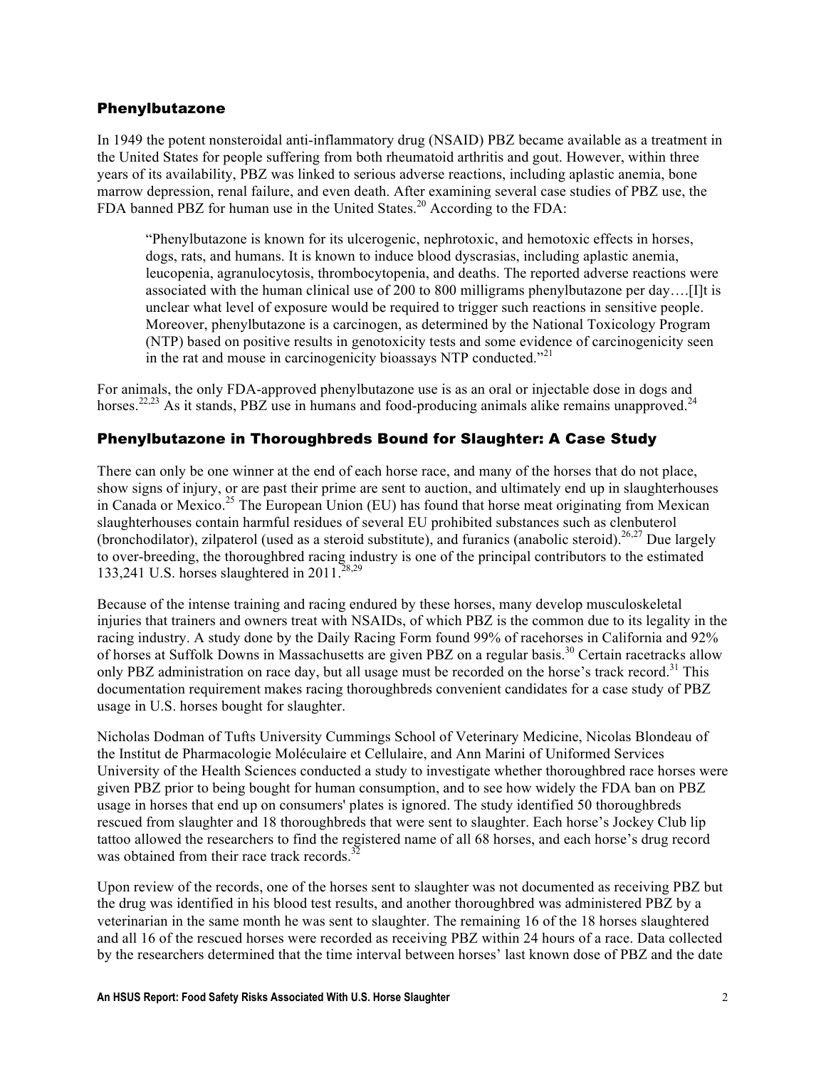## Phenylbutazone

In 1949 the potent nonsteroidal anti-inflammatory drug (NSAID) PBZ became available as a treatment in the United States for people suffering from both rheumatoid arthritis and gout. However, within three years of its availability, PBZ was linked to serious adverse reactions, including aplastic anemia, bone marrow depression, renal failure, and even death. After examining several case studies of PBZ use, the FDA banned PBZ for human use in the United States.[20] According to the FDA:

> "Phenylbutazone is known for its ulcerogenic, nephrotoxic, and hemotoxic effects in horses, dogs, rats, and humans. It is known to induce blood dyscrasias, including aplastic anemia, leucopenia, agranulocytosis, thrombocytopenia, and deaths. The reported adverse reactions were associated with the human clinical use of 200 to 800 milligrams phenylbutazone per day….[I]t is unclear what level of exposure would be required to trigger such reactions in sensitive people. Moreover, phenylbutazone is a carcinogen, as determined by the National Toxicology Program (NTP) based on positive results in genotoxicity tests and some evidence of carcinogenicity seen in the rat and mouse in carcinogenicity bioassays NTP conducted."[21]

For animals, the only FDA-approved phenylbutazone use is as an oral or injectable dose in dogs and horses.[22,23] As it stands, PBZ use in humans and food-producing animals alike remains unapproved.[24]

## Phenylbutazone in Thoroughbreds Bound for Slaughter: A Case Study

There can only be one winner at the end of each horse race, and many of the horses that do not place, show signs of injury, or are past their prime are sent to auction, and ultimately end up in slaughterhouses in Canada or Mexico.[25] The European Union (EU) has found that horse meat originating from Mexican slaughterhouses contain harmful residues of several EU prohibited substances such as clenbuterol (bronchodilator), zilpaterol (used as a steroid substitute), and furanics (anabolic steroid).[26,27] Due largely to over-breeding, the thoroughbred racing industry is one of the principal contributors to the estimated 133,241 U.S. horses slaughtered in 2011.[28,29]

Because of the intense training and racing endured by these horses, many develop musculoskeletal injuries that trainers and owners treat with NSAIDs, of which PBZ is the common due to its legality in the racing industry. A study done by the Daily Racing Form found 99% of racehorses in California and 92% of horses at Suffolk Downs in Massachusetts are given PBZ on a regular basis.[30] Certain racetracks allow only PBZ administration on race day, but all usage must be recorded on the horse's track record.[31] This documentation requirement makes racing thoroughbreds convenient candidates for a case study of PBZ usage in U.S. horses bought for slaughter.

Nicholas Dodman of Tufts University Cummings School of Veterinary Medicine, Nicolas Blondeau of the Institut de Pharmacologie Moléculaire et Cellulaire, and Ann Marini of Uniformed Services University of the Health Sciences conducted a study to investigate whether thoroughbred race horses were given PBZ prior to being bought for human consumption, and to see how widely the FDA ban on PBZ usage in horses that end up on consumers' plates is ignored. The study identified 50 thoroughbreds rescued from slaughter and 18 thoroughbreds that were sent to slaughter. Each horse's Jockey Club lip tattoo allowed the researchers to find the registered name of all 68 horses, and each horse's drug record was obtained from their race track records.[32]

Upon review of the records, one of the horses sent to slaughter was not documented as receiving PBZ but the drug was identified in his blood test results, and another thoroughbred was administered PBZ by a veterinarian in the same month he was sent to slaughter. The remaining 16 of the 18 horses slaughtered and all 16 of the rescued horses were recorded as receiving PBZ within 24 hours of a race. Data collected by the researchers determined that the time interval between horses' last known dose of PBZ and the date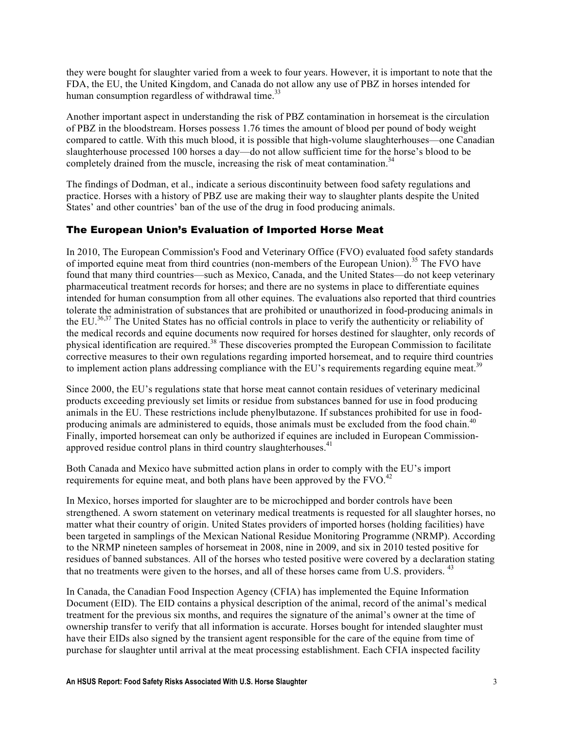they were bought for slaughter varied from a week to four years. However, it is important to note that the FDA, the EU, the United Kingdom, and Canada do not allow any use of PBZ in horses intended for human consumption regardless of withdrawal time.[33]

Another important aspect in understanding the risk of PBZ contamination in horsemeat is the circulation of PBZ in the bloodstream. Horses possess 1.76 times the amount of blood per pound of body weight compared to cattle. With this much blood, it is possible that high-volume slaughterhouses—one Canadian slaughterhouse processed 100 horses a day—do not allow sufficient time for the horse's blood to be completely drained from the muscle, increasing the risk of meat contamination.[34]

The findings of Dodman, et al., indicate a serious discontinuity between food safety regulations and practice. Horses with a history of PBZ use are making their way to slaughter plants despite the United States' and other countries' ban of the use of the drug in food producing animals.

## The European Union's Evaluation of Imported Horse Meat

In 2010, The European Commission's Food and Veterinary Office (FVO) evaluated food safety standards of imported equine meat from third countries (non-members of the European Union).[35] The FVO have found that many third countries—such as Mexico, Canada, and the United States—do not keep veterinary pharmaceutical treatment records for horses; and there are no systems in place to differentiate equines intended for human consumption from all other equines. The evaluations also reported that third countries tolerate the administration of substances that are prohibited or unauthorized in food-producing animals in the EU.[36,37] The United States has no official controls in place to verify the authenticity or reliability of the medical records and equine documents now required for horses destined for slaughter, only records of physical identification are required.[38] These discoveries prompted the European Commission to facilitate corrective measures to their own regulations regarding imported horsemeat, and to require third countries to implement action plans addressing compliance with the EU's requirements regarding equine meat.[39]

Since 2000, the EU's regulations state that horse meat cannot contain residues of veterinary medicinal products exceeding previously set limits or residue from substances banned for use in food producing animals in the EU. These restrictions include phenylbutazone. If substances prohibited for use in food-producing animals are administered to equids, those animals must be excluded from the food chain.[40] Finally, imported horsemeat can only be authorized if equines are included in European Commission-approved residue control plans in third country slaughterhouses.[41]

Both Canada and Mexico have submitted action plans in order to comply with the EU's import requirements for equine meat, and both plans have been approved by the FVO.[42]

In Mexico, horses imported for slaughter are to be microchipped and border controls have been strengthened. A sworn statement on veterinary medical treatments is requested for all slaughter horses, no matter what their country of origin. United States providers of imported horses (holding facilities) have been targeted in samplings of the Mexican National Residue Monitoring Programme (NRMP). According to the NRMP nineteen samples of horsemeat in 2008, nine in 2009, and six in 2010 tested positive for residues of banned substances. All of the horses who tested positive were covered by a declaration stating that no treatments were given to the horses, and all of these horses came from U.S. providers.[43]

In Canada, the Canadian Food Inspection Agency (CFIA) has implemented the Equine Information Document (EID). The EID contains a physical description of the animal, record of the animal's medical treatment for the previous six months, and requires the signature of the animal's owner at the time of ownership transfer to verify that all information is accurate. Horses bought for intended slaughter must have their EIDs also signed by the transient agent responsible for the care of the equine from time of purchase for slaughter until arrival at the meat processing establishment. Each CFIA inspected facility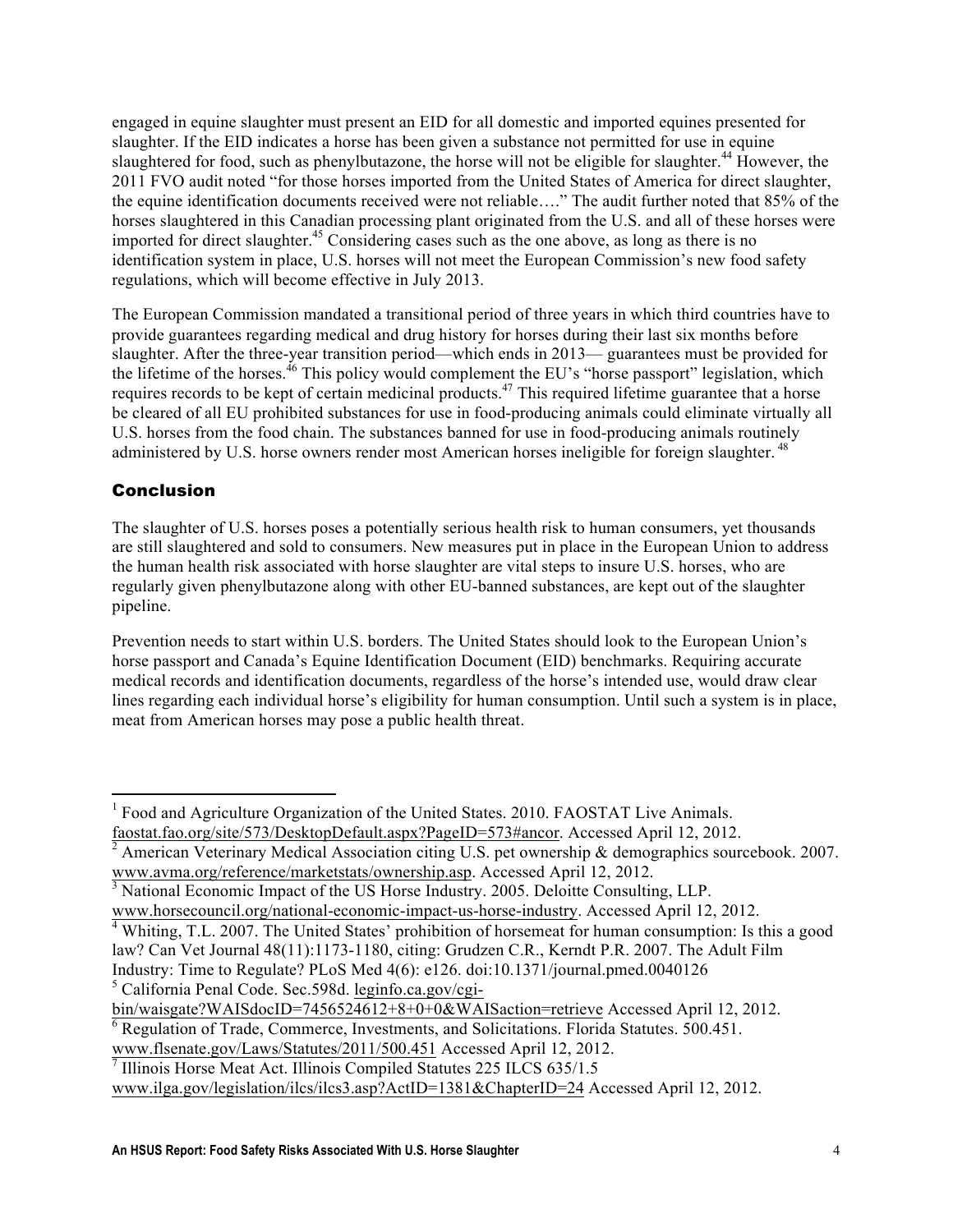engaged in equine slaughter must present an EID for all domestic and imported equines presented for slaughter. If the EID indicates a horse has been given a substance not permitted for use in equine slaughtered for food, such as phenylbutazone, the horse will not be eligible for slaughter.[44] However, the 2011 FVO audit noted "for those horses imported from the United States of America for direct slaughter, the equine identification documents received were not reliable…." The audit further noted that 85% of the horses slaughtered in this Canadian processing plant originated from the U.S. and all of these horses were imported for direct slaughter.[45] Considering cases such as the one above, as long as there is no identification system in place, U.S. horses will not meet the European Commission's new food safety regulations, which will become effective in July 2013.

The European Commission mandated a transitional period of three years in which third countries have to provide guarantees regarding medical and drug history for horses during their last six months before slaughter. After the three-year transition period—which ends in 2013— guarantees must be provided for the lifetime of the horses.[46] This policy would complement the EU's "horse passport" legislation, which requires records to be kept of certain medicinal products.[47] This required lifetime guarantee that a horse be cleared of all EU prohibited substances for use in food-producing animals could eliminate virtually all U.S. horses from the food chain. The substances banned for use in food-producing animals routinely administered by U.S. horse owners render most American horses ineligible for foreign slaughter.[48]

## Conclusion

The slaughter of U.S. horses poses a potentially serious health risk to human consumers, yet thousands are still slaughtered and sold to consumers. New measures put in place in the European Union to address the human health risk associated with horse slaughter are vital steps to insure U.S. horses, who are regularly given phenylbutazone along with other EU-banned substances, are kept out of the slaughter pipeline.

Prevention needs to start within U.S. borders. The United States should look to the European Union's horse passport and Canada's Equine Identification Document (EID) benchmarks. Requiring accurate medical records and identification documents, regardless of the horse's intended use, would draw clear lines regarding each individual horse's eligibility for human consumption. Until such a system is in place, meat from American horses may pose a public health threat.

---

[1] Food and Agriculture Organization of the United States. 2010. FAOSTAT Live Animals. faostat.fao.org/site/573/DesktopDefault.aspx?PageID=573#ancor. Accessed April 12, 2012.

[2] American Veterinary Medical Association citing U.S. pet ownership & demographics sourcebook. 2007. www.avma.org/reference/marketstats/ownership.asp. Accessed April 12, 2012.

[3] National Economic Impact of the US Horse Industry. 2005. Deloitte Consulting, LLP. www.horsecouncil.org/national-economic-impact-us-horse-industry. Accessed April 12, 2012.

[4] Whiting, T.L. 2007. The United States' prohibition of horsemeat for human consumption: Is this a good law? Can Vet Journal 48(11):1173-1180, citing: Grudzen C.R., Kerndt P.R. 2007. The Adult Film Industry: Time to Regulate? PLoS Med 4(6): e126. doi:10.1371/journal.pmed.0040126

[5] California Penal Code. Sec.598d. leginfo.ca.gov/cgi-bin/waisgate?WAISdocID=7456524612+8+0+0&WAISaction=retrieve Accessed April 12, 2012.

[6] Regulation of Trade, Commerce, Investments, and Solicitations. Florida Statutes. 500.451. www.flsenate.gov/Laws/Statutes/2011/500.451 Accessed April 12, 2012.

[7] Illinois Horse Meat Act. Illinois Compiled Statutes 225 ILCS 635/1.5 www.ilga.gov/legislation/ilcs/ilcs3.asp?ActID=1381&ChapterID=24 Accessed April 12, 2012.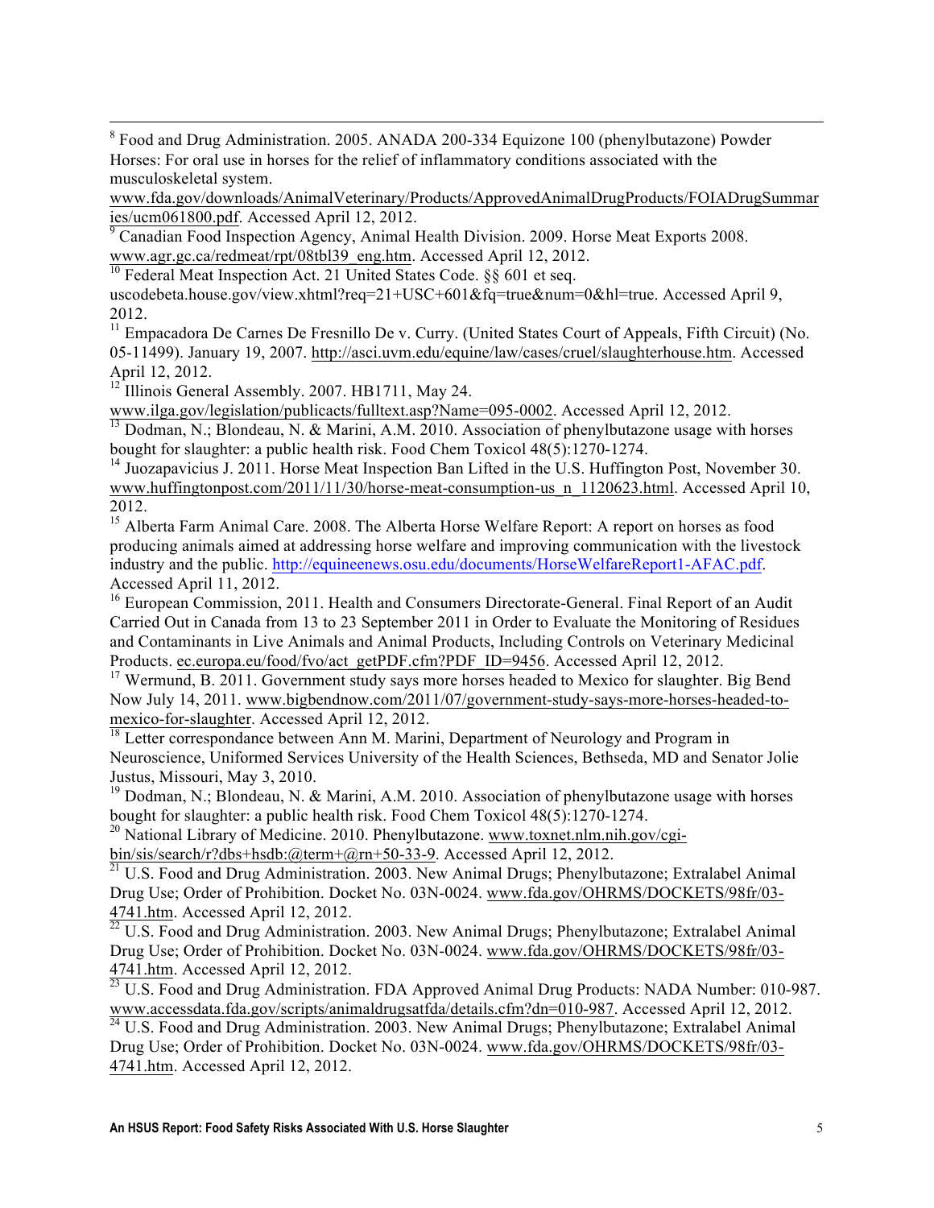[8] Food and Drug Administration. 2005. ANADA 200-334 Equizone 100 (phenylbutazone) Powder Horses: For oral use in horses for the relief of inflammatory conditions associated with the musculoskeletal system. www.fda.gov/downloads/AnimalVeterinary/Products/ApprovedAnimalDrugProducts/FOIADrugSummaries/ucm061800.pdf. Accessed April 12, 2012.

[9] Canadian Food Inspection Agency, Animal Health Division. 2009. Horse Meat Exports 2008. www.agr.gc.ca/redmeat/rpt/08tbl39_eng.htm. Accessed April 12, 2012.

[10] Federal Meat Inspection Act. 21 United States Code. §§ 601 et seq. uscodebeta.house.gov/view.xhtml?req=21+USC+601&fq=true&num=0&hl=true. Accessed April 9, 2012.

[11] Empacadora De Carnes De Fresnillo De v. Curry. (United States Court of Appeals, Fifth Circuit) (No. 05-11499). January 19, 2007. http://asci.uvm.edu/equine/law/cases/cruel/slaughterhouse.htm. Accessed April 12, 2012.

[12] Illinois General Assembly. 2007. HB1711, May 24. www.ilga.gov/legislation/publicacts/fulltext.asp?Name=095-0002. Accessed April 12, 2012.

[13] Dodman, N.; Blondeau, N. & Marini, A.M. 2010. Association of phenylbutazone usage with horses bought for slaughter: a public health risk. Food Chem Toxicol 48(5):1270-1274.

[14] Juozapavicius J. 2011. Horse Meat Inspection Ban Lifted in the U.S. Huffington Post, November 30. www.huffingtonpost.com/2011/11/30/horse-meat-consumption-us_n_1120623.html. Accessed April 10, 2012.

[15] Alberta Farm Animal Care. 2008. The Alberta Horse Welfare Report: A report on horses as food producing animals aimed at addressing horse welfare and improving communication with the livestock industry and the public. http://equineenews.osu.edu/documents/HorseWelfareReport1-AFAC.pdf. Accessed April 11, 2012.

[16] European Commission, 2011. Health and Consumers Directorate-General. Final Report of an Audit Carried Out in Canada from 13 to 23 September 2011 in Order to Evaluate the Monitoring of Residues and Contaminants in Live Animals and Animal Products, Including Controls on Veterinary Medicinal Products. ec.europa.eu/food/fvo/act_getPDF.cfm?PDF_ID=9456. Accessed April 12, 2012.

[17] Wermund, B. 2011. Government study says more horses headed to Mexico for slaughter. Big Bend Now July 14, 2011. www.bigbendnow.com/2011/07/government-study-says-more-horses-headed-to-mexico-for-slaughter. Accessed April 12, 2012.

[18] Letter correspondance between Ann M. Marini, Department of Neurology and Program in Neuroscience, Uniformed Services University of the Health Sciences, Bethseda, MD and Senator Jolie Justus, Missouri, May 3, 2010.

[19] Dodman, N.; Blondeau, N. & Marini, A.M. 2010. Association of phenylbutazone usage with horses bought for slaughter: a public health risk. Food Chem Toxicol 48(5):1270-1274.

[20] National Library of Medicine. 2010. Phenylbutazone. www.toxnet.nlm.nih.gov/cgi-bin/sis/search/r?dbs+hsdb:@term+@rn+50-33-9. Accessed April 12, 2012.

[21] U.S. Food and Drug Administration. 2003. New Animal Drugs; Phenylbutazone; Extralabel Animal Drug Use; Order of Prohibition. Docket No. 03N-0024. www.fda.gov/OHRMS/DOCKETS/98fr/03-4741.htm. Accessed April 12, 2012.

[22] U.S. Food and Drug Administration. 2003. New Animal Drugs; Phenylbutazone; Extralabel Animal Drug Use; Order of Prohibition. Docket No. 03N-0024. www.fda.gov/OHRMS/DOCKETS/98fr/03-4741.htm. Accessed April 12, 2012.

[23] U.S. Food and Drug Administration. FDA Approved Animal Drug Products: NADA Number: 010-987. www.accessdata.fda.gov/scripts/animaldrugsatfda/details.cfm?dn=010-987. Accessed April 12, 2012.

[24] U.S. Food and Drug Administration. 2003. New Animal Drugs; Phenylbutazone; Extralabel Animal Drug Use; Order of Prohibition. Docket No. 03N-0024. www.fda.gov/OHRMS/DOCKETS/98fr/03-4741.htm. Accessed April 12, 2012.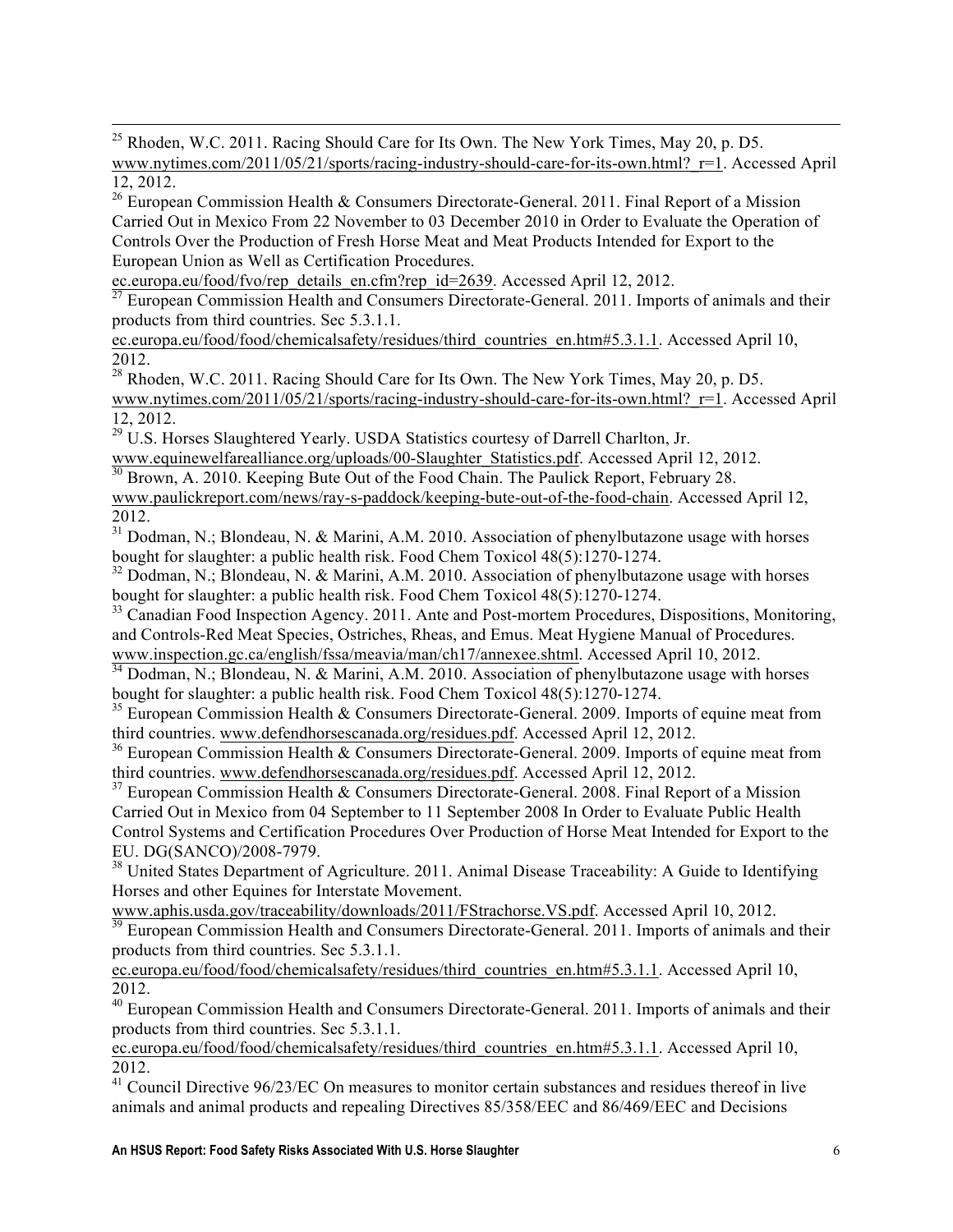[25] Rhoden, W.C. 2011. Racing Should Care for Its Own. The New York Times, May 20, p. D5. www.nytimes.com/2011/05/21/sports/racing-industry-should-care-for-its-own.html?_r=1. Accessed April 12, 2012.

[26] European Commission Health & Consumers Directorate-General. 2011. Final Report of a Mission Carried Out in Mexico From 22 November to 03 December 2010 in Order to Evaluate the Operation of Controls Over the Production of Fresh Horse Meat and Meat Products Intended for Export to the European Union as Well as Certification Procedures. ec.europa.eu/food/fvo/rep_details_en.cfm?rep_id=2639. Accessed April 12, 2012.

[27] European Commission Health and Consumers Directorate-General. 2011. Imports of animals and their products from third countries. Sec 5.3.1.1. ec.europa.eu/food/food/chemicalsafety/residues/third_countries_en.htm#5.3.1.1. Accessed April 10, 2012.

[28] Rhoden, W.C. 2011. Racing Should Care for Its Own. The New York Times, May 20, p. D5. www.nytimes.com/2011/05/21/sports/racing-industry-should-care-for-its-own.html?_r=1. Accessed April 12, 2012.

[29] U.S. Horses Slaughtered Yearly. USDA Statistics courtesy of Darrell Charlton, Jr. www.equinewelfarealliance.org/uploads/00-Slaughter_Statistics.pdf. Accessed April 12, 2012.

[30] Brown, A. 2010. Keeping Bute Out of the Food Chain. The Paulick Report, February 28. www.paulickreport.com/news/ray-s-paddock/keeping-bute-out-of-the-food-chain. Accessed April 12, 2012.

[31] Dodman, N.; Blondeau, N. & Marini, A.M. 2010. Association of phenylbutazone usage with horses bought for slaughter: a public health risk. Food Chem Toxicol 48(5):1270-1274.

[32] Dodman, N.; Blondeau, N. & Marini, A.M. 2010. Association of phenylbutazone usage with horses bought for slaughter: a public health risk. Food Chem Toxicol 48(5):1270-1274.

[33] Canadian Food Inspection Agency. 2011. Ante and Post-mortem Procedures, Dispositions, Monitoring, and Controls-Red Meat Species, Ostriches, Rheas, and Emus. Meat Hygiene Manual of Procedures. www.inspection.gc.ca/english/fssa/meavia/man/ch17/annexee.shtml. Accessed April 10, 2012.

[34] Dodman, N.; Blondeau, N. & Marini, A.M. 2010. Association of phenylbutazone usage with horses bought for slaughter: a public health risk. Food Chem Toxicol 48(5):1270-1274.

[35] European Commission Health & Consumers Directorate-General. 2009. Imports of equine meat from third countries. www.defendhorsescanada.org/residues.pdf. Accessed April 12, 2012.

[36] European Commission Health & Consumers Directorate-General. 2009. Imports of equine meat from third countries. www.defendhorsescanada.org/residues.pdf. Accessed April 12, 2012.

[37] European Commission Health & Consumers Directorate-General. 2008. Final Report of a Mission Carried Out in Mexico from 04 September to 11 September 2008 In Order to Evaluate Public Health Control Systems and Certification Procedures Over Production of Horse Meat Intended for Export to the EU. DG(SANCO)/2008-7979.

[38] United States Department of Agriculture. 2011. Animal Disease Traceability: A Guide to Identifying Horses and other Equines for Interstate Movement. www.aphis.usda.gov/traceability/downloads/2011/FStrachorse.VS.pdf. Accessed April 10, 2012.

[39] European Commission Health and Consumers Directorate-General. 2011. Imports of animals and their products from third countries. Sec 5.3.1.1. ec.europa.eu/food/food/chemicalsafety/residues/third_countries_en.htm#5.3.1.1. Accessed April 10, 2012.

[40] European Commission Health and Consumers Directorate-General. 2011. Imports of animals and their products from third countries. Sec 5.3.1.1. ec.europa.eu/food/food/chemicalsafety/residues/third_countries_en.htm#5.3.1.1. Accessed April 10, 2012.

[41] Council Directive 96/23/EC On measures to monitor certain substances and residues thereof in live animals and animal products and repealing Directives 85/358/EEC and 86/469/EEC and Decisions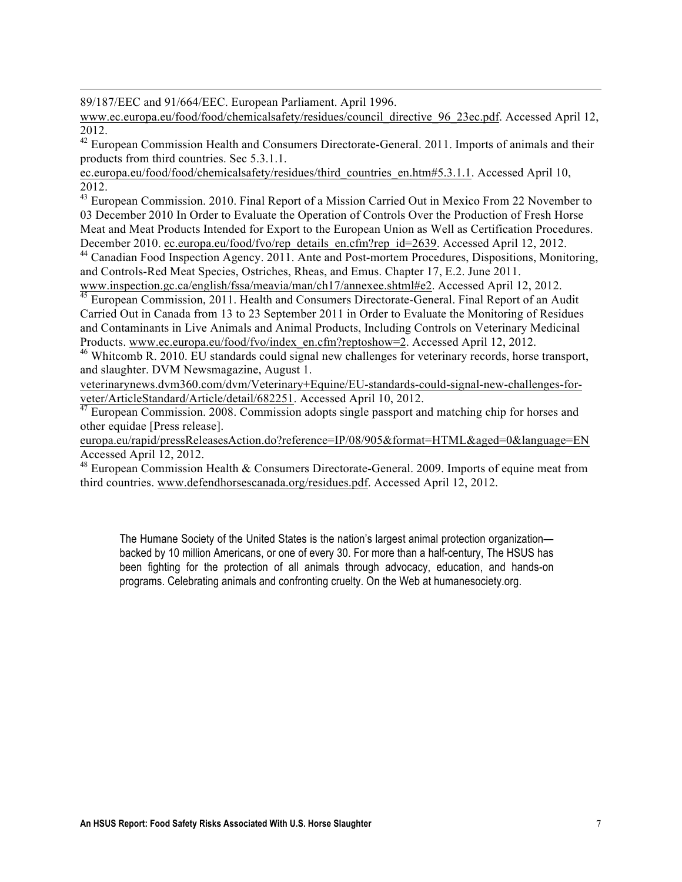89/187/EEC and 91/664/EEC. European Parliament. April 1996. www.ec.europa.eu/food/food/chemicalsafety/residues/council_directive_96_23ec.pdf. Accessed April 12, 2012.

[42] European Commission Health and Consumers Directorate-General. 2011. Imports of animals and their products from third countries. Sec 5.3.1.1. ec.europa.eu/food/food/chemicalsafety/residues/third_countries_en.htm#5.3.1.1. Accessed April 10, 2012.

[43] European Commission. 2010. Final Report of a Mission Carried Out in Mexico From 22 November to 03 December 2010 In Order to Evaluate the Operation of Controls Over the Production of Fresh Horse Meat and Meat Products Intended for Export to the European Union as Well as Certification Procedures. December 2010. ec.europa.eu/food/fvo/rep_details_en.cfm?rep_id=2639. Accessed April 12, 2012.

[44] Canadian Food Inspection Agency. 2011. Ante and Post-mortem Procedures, Dispositions, Monitoring, and Controls-Red Meat Species, Ostriches, Rheas, and Emus. Chapter 17, E.2. June 2011. www.inspection.gc.ca/english/fssa/meavia/man/ch17/annexee.shtml#e2. Accessed April 12, 2012.

[45] European Commission, 2011. Health and Consumers Directorate-General. Final Report of an Audit Carried Out in Canada from 13 to 23 September 2011 in Order to Evaluate the Monitoring of Residues and Contaminants in Live Animals and Animal Products, Including Controls on Veterinary Medicinal Products. www.ec.europa.eu/food/fvo/index_en.cfm?reptoshow=2. Accessed April 12, 2012.

[46] Whitcomb R. 2010. EU standards could signal new challenges for veterinary records, horse transport, and slaughter. DVM Newsmagazine, August 1. veterinarynews.dvm360.com/dvm/Veterinary+Equine/EU-standards-could-signal-new-challenges-for-veter/ArticleStandard/Article/detail/682251. Accessed April 10, 2012.

[47] European Commission. 2008. Commission adopts single passport and matching chip for horses and other equidae [Press release]. europa.eu/rapid/pressReleasesAction.do?reference=IP/08/905&format=HTML&aged=0&language=EN Accessed April 12, 2012.

[48] European Commission Health & Consumers Directorate-General. 2009. Imports of equine meat from third countries. www.defendhorsescanada.org/residues.pdf. Accessed April 12, 2012.

The Humane Society of the United States is the nation's largest animal protection organization—backed by 10 million Americans, or one of every 30. For more than a half-century, The HSUS has been fighting for the protection of all animals through advocacy, education, and hands-on programs. Celebrating animals and confronting cruelty. On the Web at humanesociety.org.